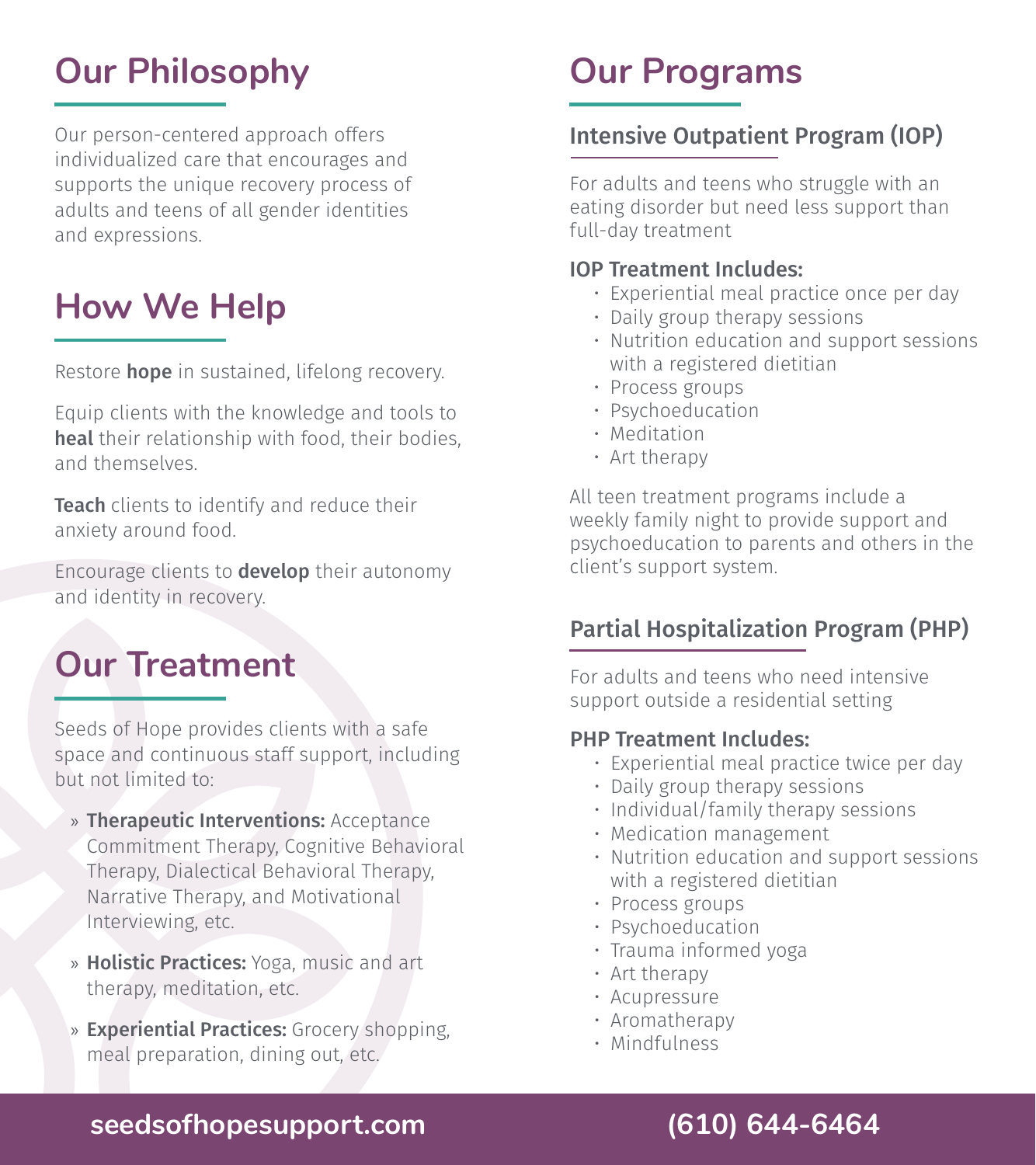## Our Philosophy

Our person-centered approach offers individualized care that encourages and supports the unique recovery process of adults and teens of all gender identities and expressions.

## How We Help

Restore **hope** in sustained, lifelong recovery.

Equip clients with the knowledge and tools to **heal** their relationship with food, their bodies, and themselves.

**Teach** clients to identify and reduce their anxiety around food.

Encourage clients to **develop** their autonomy and identity in recovery.

## Our Treatment

Seeds of Hope provides clients with a safe space and continuous staff support, including but not limited to:

- **Therapeutic Interventions:** Acceptance Commitment Therapy, Cognitive Behavioral Therapy, Dialectical Behavioral Therapy, Narrative Therapy, and Motivational Interviewing, etc.
- **Holistic Practices:** Yoga, music and art therapy, meditation, etc.
- **Experiential Practices:** Grocery shopping, meal preparation, dining out, etc.

## Our Programs

### Intensive Outpatient Program (IOP)

For adults and teens who struggle with an eating disorder but need less support than full-day treatment

**IOP Treatment Includes:**

- Experiential meal practice once per day
- Daily group therapy sessions
- Nutrition education and support sessions with a registered dietitian
- Process groups
- Psychoeducation
- Meditation
- Art therapy

All teen treatment programs include a weekly family night to provide support and psychoeducation to parents and others in the client's support system.

### Partial Hospitalization Program (PHP)

For adults and teens who need intensive support outside a residential setting

**PHP Treatment Includes:**

- Experiential meal practice twice per day
- Daily group therapy sessions
- Individual/family therapy sessions
- Medication management
- Nutrition education and support sessions with a registered dietitian
- Process groups
- Psychoeducation
- Trauma informed yoga
- Art therapy
- Acupressure
- Aromatherapy
- Mindfulness

**seedsofhopesupport.com** **(610) 644-6464**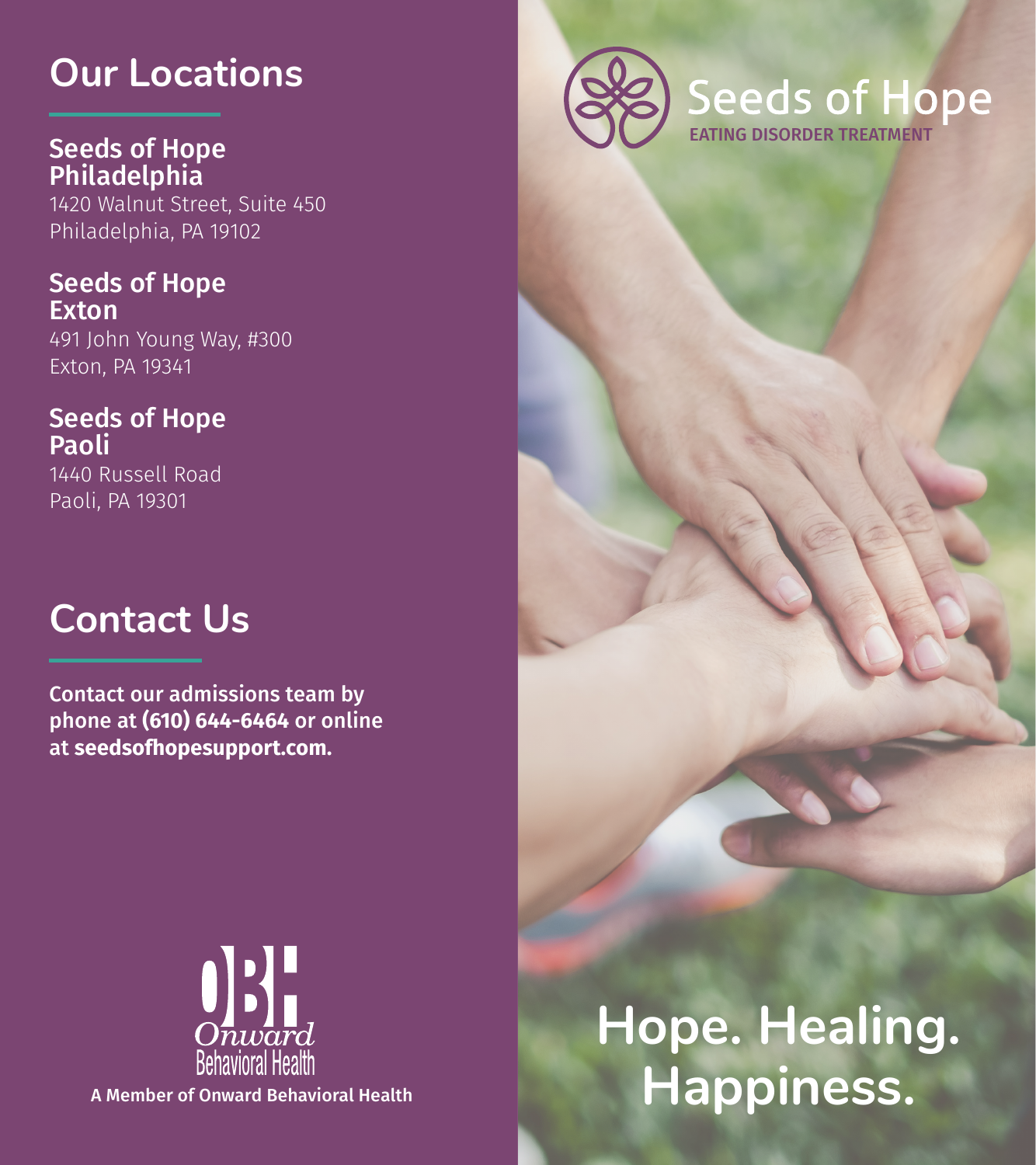## Our Locations

**Seeds of Hope Philadelphia**
1420 Walnut Street, Suite 450
Philadelphia, PA 19102

**Seeds of Hope Exton**
491 John Young Way, #300
Exton, PA 19341

**Seeds of Hope Paoli**
1440 Russell Road
Paoli, PA 19301

## Contact Us

**Contact our admissions team by phone at (610) 644-6464 or online at seedsofhopesupport.com.**

OBH
Onward
Behavioral Health

**A Member of Onward Behavioral Health**

# Seeds of Hope

EATING DISORDER TREATMENT

# Hope. Healing. Happiness.